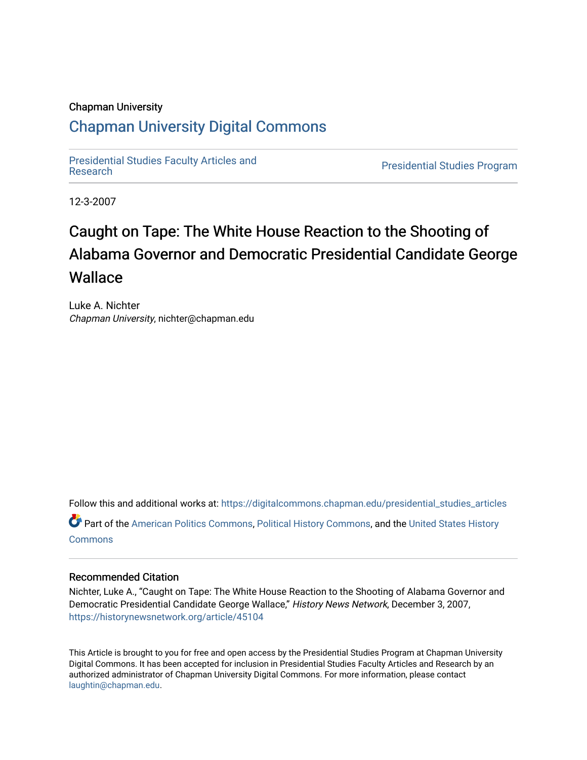Chapman University

## Chapman University Digital Commons

Presidential Studies Faculty Articles and Research

Presidential Studies Program

12-3-2007

# Caught on Tape: The White House Reaction to the Shooting of Alabama Governor and Democratic Presidential Candidate George Wallace

Luke A. Nichter
*Chapman University*, nichter@chapman.edu

Follow this and additional works at: https://digitalcommons.chapman.edu/presidential_studies_articles

Part of the American Politics Commons, Political History Commons, and the United States History Commons

### Recommended Citation

Nichter, Luke A., "Caught on Tape: The White House Reaction to the Shooting of Alabama Governor and Democratic Presidential Candidate George Wallace," *History News Network*, December 3, 2007, https://historynewsnetwork.org/article/45104

This Article is brought to you for free and open access by the Presidential Studies Program at Chapman University Digital Commons. It has been accepted for inclusion in Presidential Studies Faculty Articles and Research by an authorized administrator of Chapman University Digital Commons. For more information, please contact laughtin@chapman.edu.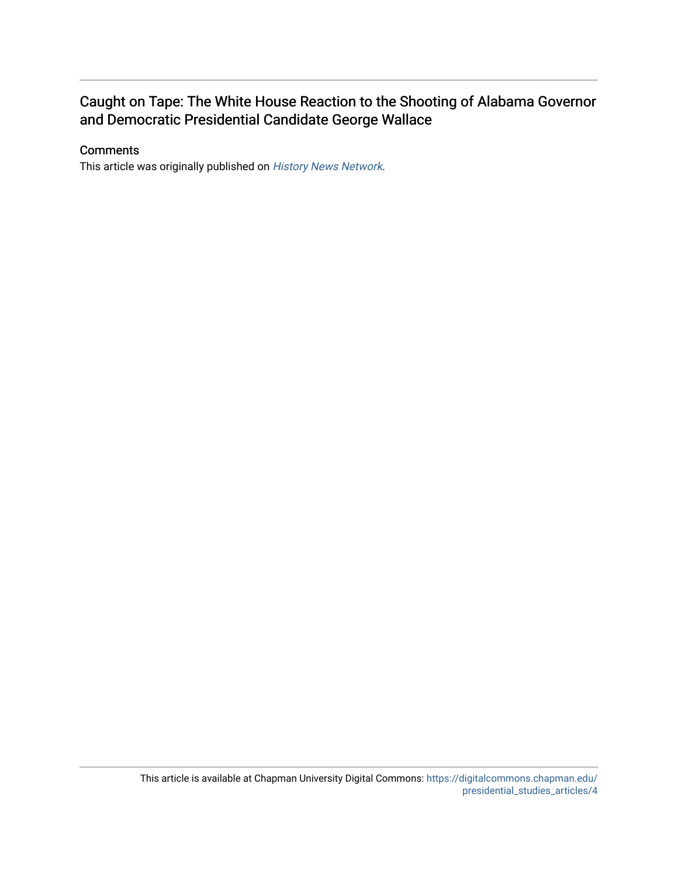# Caught on Tape: The White House Reaction to the Shooting of Alabama Governor and Democratic Presidential Candidate George Wallace

## Comments

This article was originally published on *History News Network*.

This article is available at Chapman University Digital Commons: https://digitalcommons.chapman.edu/presidential_studies_articles/4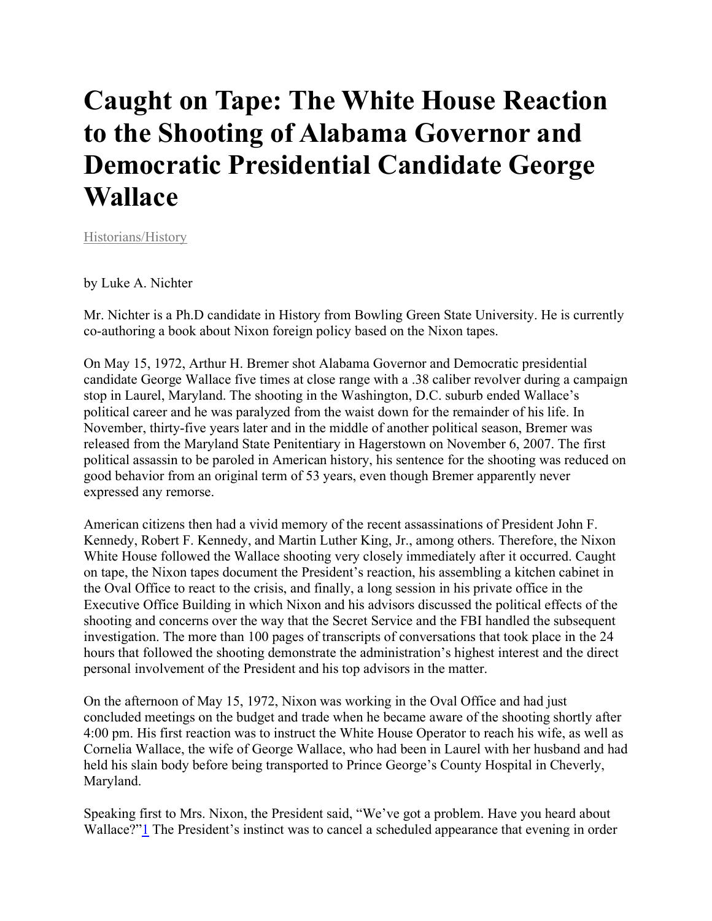# Caught on Tape: The White House Reaction to the Shooting of Alabama Governor and Democratic Presidential Candidate George Wallace

Historians/History

by Luke A. Nichter

Mr. Nichter is a Ph.D candidate in History from Bowling Green State University. He is currently co-authoring a book about Nixon foreign policy based on the Nixon tapes.

On May 15, 1972, Arthur H. Bremer shot Alabama Governor and Democratic presidential candidate George Wallace five times at close range with a .38 caliber revolver during a campaign stop in Laurel, Maryland. The shooting in the Washington, D.C. suburb ended Wallace's political career and he was paralyzed from the waist down for the remainder of his life. In November, thirty-five years later and in the middle of another political season, Bremer was released from the Maryland State Penitentiary in Hagerstown on November 6, 2007. The first political assassin to be paroled in American history, his sentence for the shooting was reduced on good behavior from an original term of 53 years, even though Bremer apparently never expressed any remorse.

American citizens then had a vivid memory of the recent assassinations of President John F. Kennedy, Robert F. Kennedy, and Martin Luther King, Jr., among others. Therefore, the Nixon White House followed the Wallace shooting very closely immediately after it occurred. Caught on tape, the Nixon tapes document the President's reaction, his assembling a kitchen cabinet in the Oval Office to react to the crisis, and finally, a long session in his private office in the Executive Office Building in which Nixon and his advisors discussed the political effects of the shooting and concerns over the way that the Secret Service and the FBI handled the subsequent investigation. The more than 100 pages of transcripts of conversations that took place in the 24 hours that followed the shooting demonstrate the administration's highest interest and the direct personal involvement of the President and his top advisors in the matter.

On the afternoon of May 15, 1972, Nixon was working in the Oval Office and had just concluded meetings on the budget and trade when he became aware of the shooting shortly after 4:00 pm. His first reaction was to instruct the White House Operator to reach his wife, as well as Cornelia Wallace, the wife of George Wallace, who had been in Laurel with her husband and had held his slain body before being transported to Prince George's County Hospital in Cheverly, Maryland.

Speaking first to Mrs. Nixon, the President said, "We've got a problem. Have you heard about Wallace?"[1] The President's instinct was to cancel a scheduled appearance that evening in order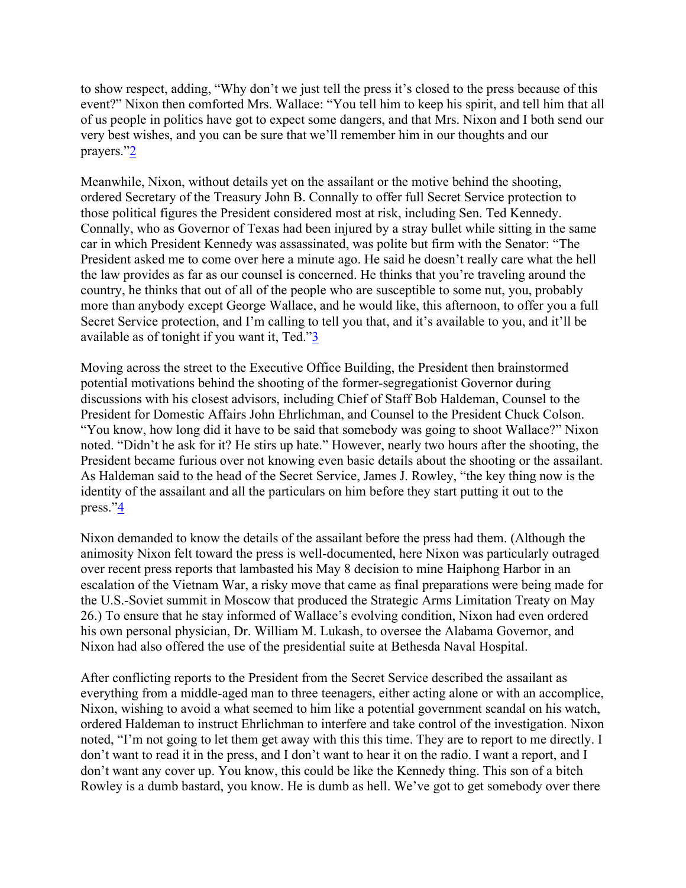to show respect, adding, "Why don't we just tell the press it's closed to the press because of this event?" Nixon then comforted Mrs. Wallace: "You tell him to keep his spirit, and tell him that all of us people in politics have got to expect some dangers, and that Mrs. Nixon and I both send our very best wishes, and you can be sure that we'll remember him in our thoughts and our prayers."[2]

Meanwhile, Nixon, without details yet on the assailant or the motive behind the shooting, ordered Secretary of the Treasury John B. Connally to offer full Secret Service protection to those political figures the President considered most at risk, including Sen. Ted Kennedy. Connally, who as Governor of Texas had been injured by a stray bullet while sitting in the same car in which President Kennedy was assassinated, was polite but firm with the Senator: "The President asked me to come over here a minute ago. He said he doesn't really care what the hell the law provides as far as our counsel is concerned. He thinks that you're traveling around the country, he thinks that out of all of the people who are susceptible to some nut, you, probably more than anybody except George Wallace, and he would like, this afternoon, to offer you a full Secret Service protection, and I'm calling to tell you that, and it's available to you, and it'll be available as of tonight if you want it, Ted."[3]

Moving across the street to the Executive Office Building, the President then brainstormed potential motivations behind the shooting of the former-segregationist Governor during discussions with his closest advisors, including Chief of Staff Bob Haldeman, Counsel to the President for Domestic Affairs John Ehrlichman, and Counsel to the President Chuck Colson. "You know, how long did it have to be said that somebody was going to shoot Wallace?" Nixon noted. "Didn't he ask for it? He stirs up hate." However, nearly two hours after the shooting, the President became furious over not knowing even basic details about the shooting or the assailant. As Haldeman said to the head of the Secret Service, James J. Rowley, "the key thing now is the identity of the assailant and all the particulars on him before they start putting it out to the press."[4]

Nixon demanded to know the details of the assailant before the press had them. (Although the animosity Nixon felt toward the press is well-documented, here Nixon was particularly outraged over recent press reports that lambasted his May 8 decision to mine Haiphong Harbor in an escalation of the Vietnam War, a risky move that came as final preparations were being made for the U.S.-Soviet summit in Moscow that produced the Strategic Arms Limitation Treaty on May 26.) To ensure that he stay informed of Wallace's evolving condition, Nixon had even ordered his own personal physician, Dr. William M. Lukash, to oversee the Alabama Governor, and Nixon had also offered the use of the presidential suite at Bethesda Naval Hospital.

After conflicting reports to the President from the Secret Service described the assailant as everything from a middle-aged man to three teenagers, either acting alone or with an accomplice, Nixon, wishing to avoid a what seemed to him like a potential government scandal on his watch, ordered Haldeman to instruct Ehrlichman to interfere and take control of the investigation. Nixon noted, "I'm not going to let them get away with this this time. They are to report to me directly. I don't want to read it in the press, and I don't want to hear it on the radio. I want a report, and I don't want any cover up. You know, this could be like the Kennedy thing. This son of a bitch Rowley is a dumb bastard, you know. He is dumb as hell. We've got to get somebody over there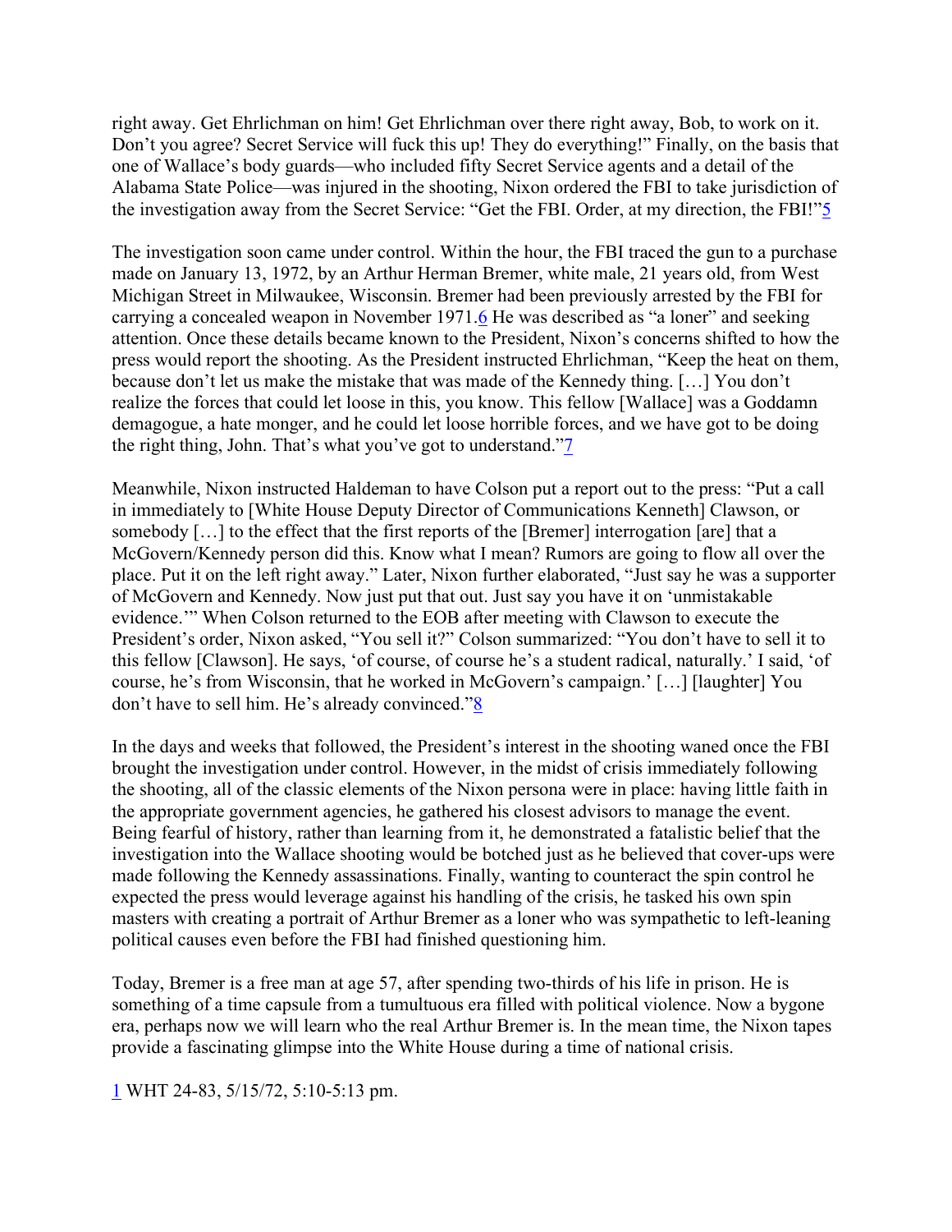right away. Get Ehrlichman on him! Get Ehrlichman over there right away, Bob, to work on it. Don't you agree? Secret Service will fuck this up! They do everything!" Finally, on the basis that one of Wallace's body guards—who included fifty Secret Service agents and a detail of the Alabama State Police—was injured in the shooting, Nixon ordered the FBI to take jurisdiction of the investigation away from the Secret Service: "Get the FBI. Order, at my direction, the FBI!"[5]

The investigation soon came under control. Within the hour, the FBI traced the gun to a purchase made on January 13, 1972, by an Arthur Herman Bremer, white male, 21 years old, from West Michigan Street in Milwaukee, Wisconsin. Bremer had been previously arrested by the FBI for carrying a concealed weapon in November 1971.[6] He was described as "a loner" and seeking attention. Once these details became known to the President, Nixon's concerns shifted to how the press would report the shooting. As the President instructed Ehrlichman, "Keep the heat on them, because don't let us make the mistake that was made of the Kennedy thing. […] You don't realize the forces that could let loose in this, you know. This fellow [Wallace] was a Goddamn demagogue, a hate monger, and he could let loose horrible forces, and we have got to be doing the right thing, John. That's what you've got to understand."[7]

Meanwhile, Nixon instructed Haldeman to have Colson put a report out to the press: "Put a call in immediately to [White House Deputy Director of Communications Kenneth] Clawson, or somebody […] to the effect that the first reports of the [Bremer] interrogation [are] that a McGovern/Kennedy person did this. Know what I mean? Rumors are going to flow all over the place. Put it on the left right away." Later, Nixon further elaborated, "Just say he was a supporter of McGovern and Kennedy. Now just put that out. Just say you have it on 'unmistakable evidence.'" When Colson returned to the EOB after meeting with Clawson to execute the President's order, Nixon asked, "You sell it?" Colson summarized: "You don't have to sell it to this fellow [Clawson]. He says, 'of course, of course he's a student radical, naturally.' I said, 'of course, he's from Wisconsin, that he worked in McGovern's campaign.' […] [laughter] You don't have to sell him. He's already convinced."[8]

In the days and weeks that followed, the President's interest in the shooting waned once the FBI brought the investigation under control. However, in the midst of crisis immediately following the shooting, all of the classic elements of the Nixon persona were in place: having little faith in the appropriate government agencies, he gathered his closest advisors to manage the event. Being fearful of history, rather than learning from it, he demonstrated a fatalistic belief that the investigation into the Wallace shooting would be botched just as he believed that cover-ups were made following the Kennedy assassinations. Finally, wanting to counteract the spin control he expected the press would leverage against his handling of the crisis, he tasked his own spin masters with creating a portrait of Arthur Bremer as a loner who was sympathetic to left-leaning political causes even before the FBI had finished questioning him.

Today, Bremer is a free man at age 57, after spending two-thirds of his life in prison. He is something of a time capsule from a tumultuous era filled with political violence. Now a bygone era, perhaps now we will learn who the real Arthur Bremer is. In the mean time, the Nixon tapes provide a fascinating glimpse into the White House during a time of national crisis.

[1] WHT 24-83, 5/15/72, 5:10-5:13 pm.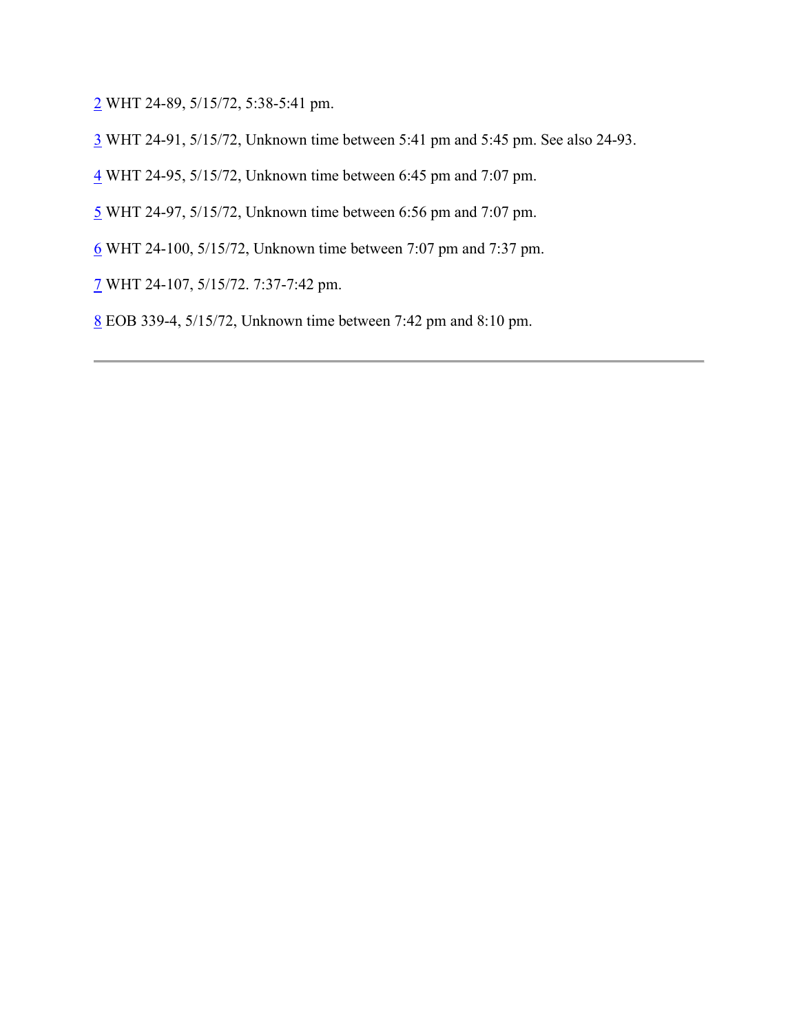[2] WHT 24-89, 5/15/72, 5:38-5:41 pm.

[3] WHT 24-91, 5/15/72, Unknown time between 5:41 pm and 5:45 pm. See also 24-93.

[4] WHT 24-95, 5/15/72, Unknown time between 6:45 pm and 7:07 pm.

[5] WHT 24-97, 5/15/72, Unknown time between 6:56 pm and 7:07 pm.

[6] WHT 24-100, 5/15/72, Unknown time between 7:07 pm and 7:37 pm.

[7] WHT 24-107, 5/15/72. 7:37-7:42 pm.

[8] EOB 339-4, 5/15/72, Unknown time between 7:42 pm and 8:10 pm.

---